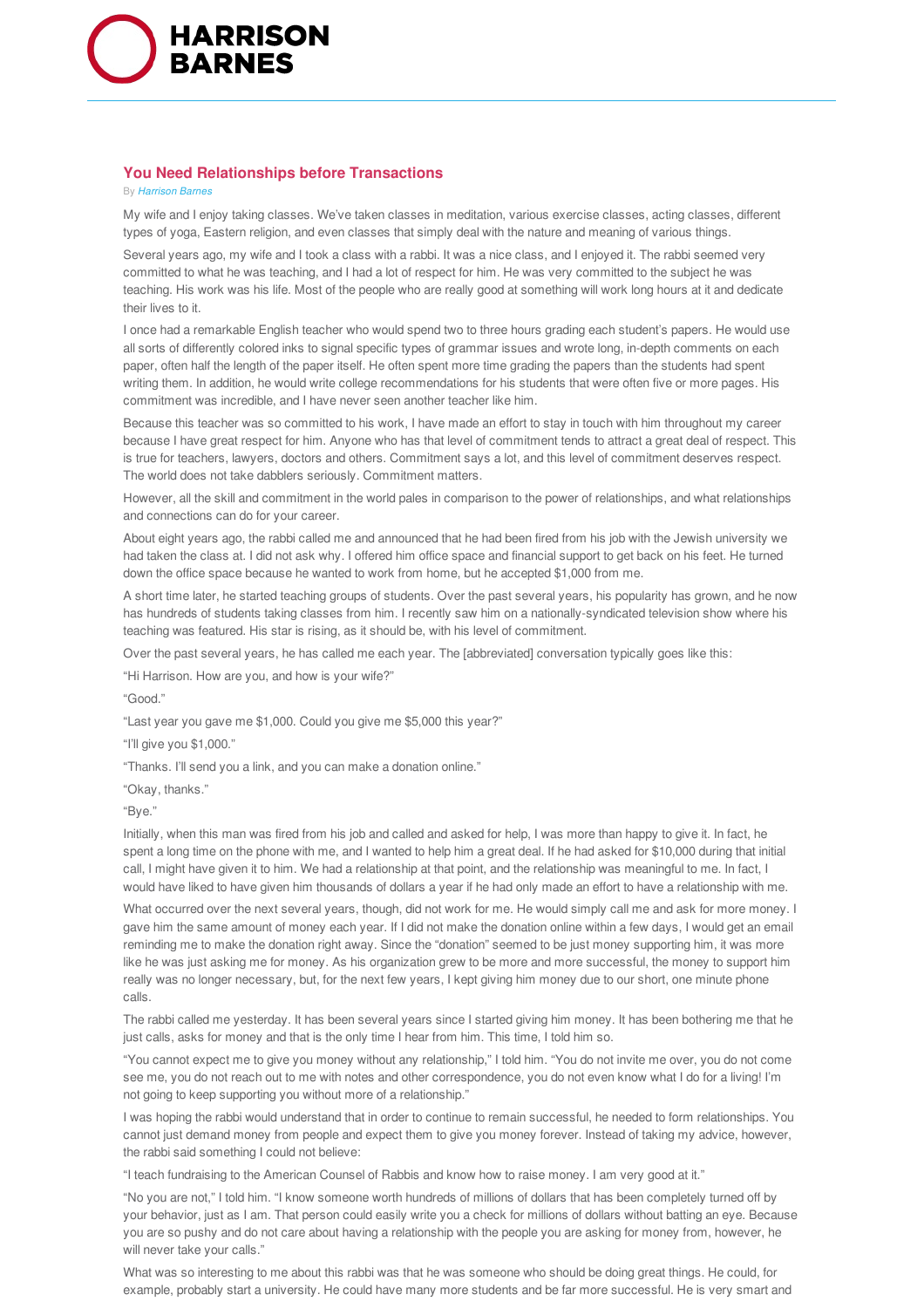# You Need Relationships before Transactions

By *Harrison Barnes*

My wife and I enjoy taking classes. We've taken classes in meditation, various exercise classes, acting classes, different types of yoga, Eastern religion, and even classes that simply deal with the nature and meaning of various things.

Several years ago, my wife and I took a class with a rabbi. It was a nice class, and I enjoyed it. The rabbi seemed very committed to what he was teaching, and I had a lot of respect for him. He was very committed to the subject he was teaching. His work was his life. Most of the people who are really good at something will work long hours at it and dedicate their lives to it.

I once had a remarkable English teacher who would spend two to three hours grading each student's papers. He would use all sorts of differently colored inks to signal specific types of grammar issues and wrote long, in-depth comments on each paper, often half the length of the paper itself. He often spent more time grading the papers than the students had spent writing them. In addition, he would write college recommendations for his students that were often five or more pages. His commitment was incredible, and I have never seen another teacher like him.

Because this teacher was so committed to his work, I have made an effort to stay in touch with him throughout my career because I have great respect for him. Anyone who has that level of commitment tends to attract a great deal of respect. This is true for teachers, lawyers, doctors and others. Commitment says a lot, and this level of commitment deserves respect. The world does not take dabblers seriously. Commitment matters.

However, all the skill and commitment in the world pales in comparison to the power of relationships, and what relationships and connections can do for your career.

About eight years ago, the rabbi called me and announced that he had been fired from his job with the Jewish university we had taken the class at. I did not ask why. I offered him office space and financial support to get back on his feet. He turned down the office space because he wanted to work from home, but he accepted $1,000 from me.

A short time later, he started teaching groups of students. Over the past several years, his popularity has grown, and he now has hundreds of students taking classes from him. I recently saw him on a nationally-syndicated television show where his teaching was featured. His star is rising, as it should be, with his level of commitment.

Over the past several years, he has called me each year. The [abbreviated] conversation typically goes like this:

"Hi Harrison. How are you, and how is your wife?"

"Good."

"Last year you gave me $1,000. Could you give me $5,000 this year?"

"I'll give you $1,000."

"Thanks. I'll send you a link, and you can make a donation online."

"Okay, thanks."

"Bye."

Initially, when this man was fired from his job and called and asked for help, I was more than happy to give it. In fact, he spent a long time on the phone with me, and I wanted to help him a great deal. If he had asked for $10,000 during that initial call, I might have given it to him. We had a relationship at that point, and the relationship was meaningful to me. In fact, I would have liked to have given him thousands of dollars a year if he had only made an effort to have a relationship with me.

What occurred over the next several years, though, did not work for me. He would simply call me and ask for more money. I gave him the same amount of money each year. If I did not make the donation online within a few days, I would get an email reminding me to make the donation right away. Since the "donation" seemed to be just money supporting him, it was more like he was just asking me for money. As his organization grew to be more and more successful, the money to support him really was no longer necessary, but, for the next few years, I kept giving him money due to our short, one minute phone calls.

The rabbi called me yesterday. It has been several years since I started giving him money. It has been bothering me that he just calls, asks for money and that is the only time I hear from him. This time, I told him so.

"You cannot expect me to give you money without any relationship," I told him. "You do not invite me over, you do not come see me, you do not reach out to me with notes and other correspondence, you do not even know what I do for a living! I'm not going to keep supporting you without more of a relationship."

I was hoping the rabbi would understand that in order to continue to remain successful, he needed to form relationships. You cannot just demand money from people and expect them to give you money forever. Instead of taking my advice, however, the rabbi said something I could not believe:

"I teach fundraising to the American Counsel of Rabbis and know how to raise money. I am very good at it."

"No you are not," I told him. "I know someone worth hundreds of millions of dollars that has been completely turned off by your behavior, just as I am. That person could easily write you a check for millions of dollars without batting an eye. Because you are so pushy and do not care about having a relationship with the people you are asking for money from, however, he will never take your calls."

What was so interesting to me about this rabbi was that he was someone who should be doing great things. He could, for example, probably start a university. He could have many more students and be far more successful. He is very smart and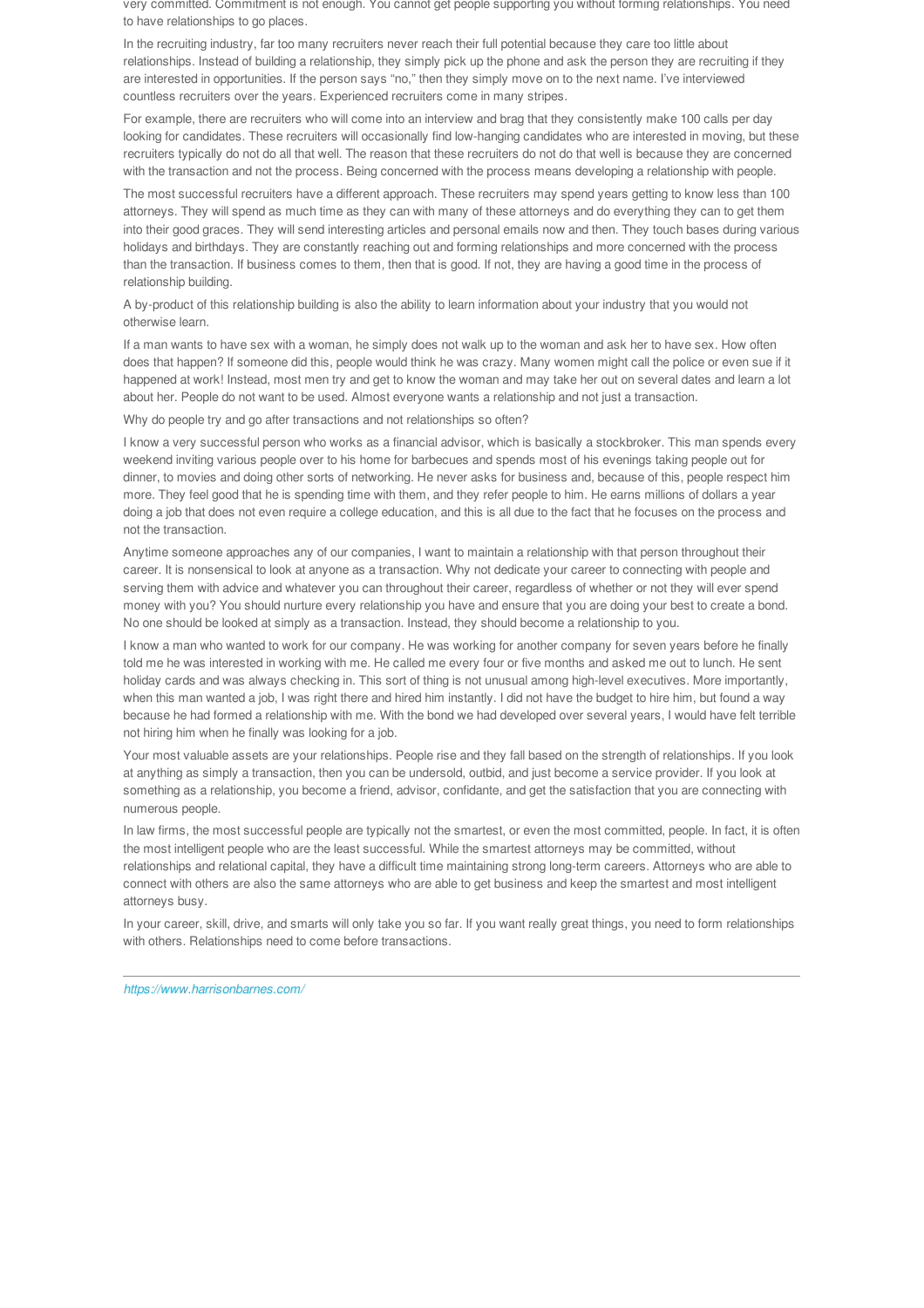very committed. Commitment is not enough. You cannot get people supporting you without forming relationships. You need to have relationships to go places.

In the recruiting industry, far too many recruiters never reach their full potential because they care too little about relationships. Instead of building a relationship, they simply pick up the phone and ask the person they are recruiting if they are interested in opportunities. If the person says "no," then they simply move on to the next name. I've interviewed countless recruiters over the years. Experienced recruiters come in many stripes.

For example, there are recruiters who will come into an interview and brag that they consistently make 100 calls per day looking for candidates. These recruiters will occasionally find low-hanging candidates who are interested in moving, but these recruiters typically do not do all that well. The reason that these recruiters do not do that well is because they are concerned with the transaction and not the process. Being concerned with the process means developing a relationship with people.

The most successful recruiters have a different approach. These recruiters may spend years getting to know less than 100 attorneys. They will spend as much time as they can with many of these attorneys and do everything they can to get them into their good graces. They will send interesting articles and personal emails now and then. They touch bases during various holidays and birthdays. They are constantly reaching out and forming relationships and more concerned with the process than the transaction. If business comes to them, then that is good. If not, they are having a good time in the process of relationship building.

A by-product of this relationship building is also the ability to learn information about your industry that you would not otherwise learn.

If a man wants to have sex with a woman, he simply does not walk up to the woman and ask her to have sex. How often does that happen? If someone did this, people would think he was crazy. Many women might call the police or even sue if it happened at work! Instead, most men try and get to know the woman and may take her out on several dates and learn a lot about her. People do not want to be used. Almost everyone wants a relationship and not just a transaction.

Why do people try and go after transactions and not relationships so often?

I know a very successful person who works as a financial advisor, which is basically a stockbroker. This man spends every weekend inviting various people over to his home for barbecues and spends most of his evenings taking people out for dinner, to movies and doing other sorts of networking. He never asks for business and, because of this, people respect him more. They feel good that he is spending time with them, and they refer people to him. He earns millions of dollars a year doing a job that does not even require a college education, and this is all due to the fact that he focuses on the process and not the transaction.

Anytime someone approaches any of our companies, I want to maintain a relationship with that person throughout their career. It is nonsensical to look at anyone as a transaction. Why not dedicate your career to connecting with people and serving them with advice and whatever you can throughout their career, regardless of whether or not they will ever spend money with you? You should nurture every relationship you have and ensure that you are doing your best to create a bond. No one should be looked at simply as a transaction. Instead, they should become a relationship to you.

I know a man who wanted to work for our company. He was working for another company for seven years before he finally told me he was interested in working with me. He called me every four or five months and asked me out to lunch. He sent holiday cards and was always checking in. This sort of thing is not unusual among high-level executives. More importantly, when this man wanted a job, I was right there and hired him instantly. I did not have the budget to hire him, but found a way because he had formed a relationship with me. With the bond we had developed over several years, I would have felt terrible not hiring him when he finally was looking for a job.

Your most valuable assets are your relationships. People rise and they fall based on the strength of relationships. If you look at anything as simply a transaction, then you can be undersold, outbid, and just become a service provider. If you look at something as a relationship, you become a friend, advisor, confidante, and get the satisfaction that you are connecting with numerous people.

In law firms, the most successful people are typically not the smartest, or even the most committed, people. In fact, it is often the most intelligent people who are the least successful. While the smartest attorneys may be committed, without relationships and relational capital, they have a difficult time maintaining strong long-term careers. Attorneys who are able to connect with others are also the same attorneys who are able to get business and keep the smartest and most intelligent attorneys busy.

In your career, skill, drive, and smarts will only take you so far. If you want really great things, you need to form relationships with others. Relationships need to come before transactions.

---

https://www.harrisonbarnes.com/